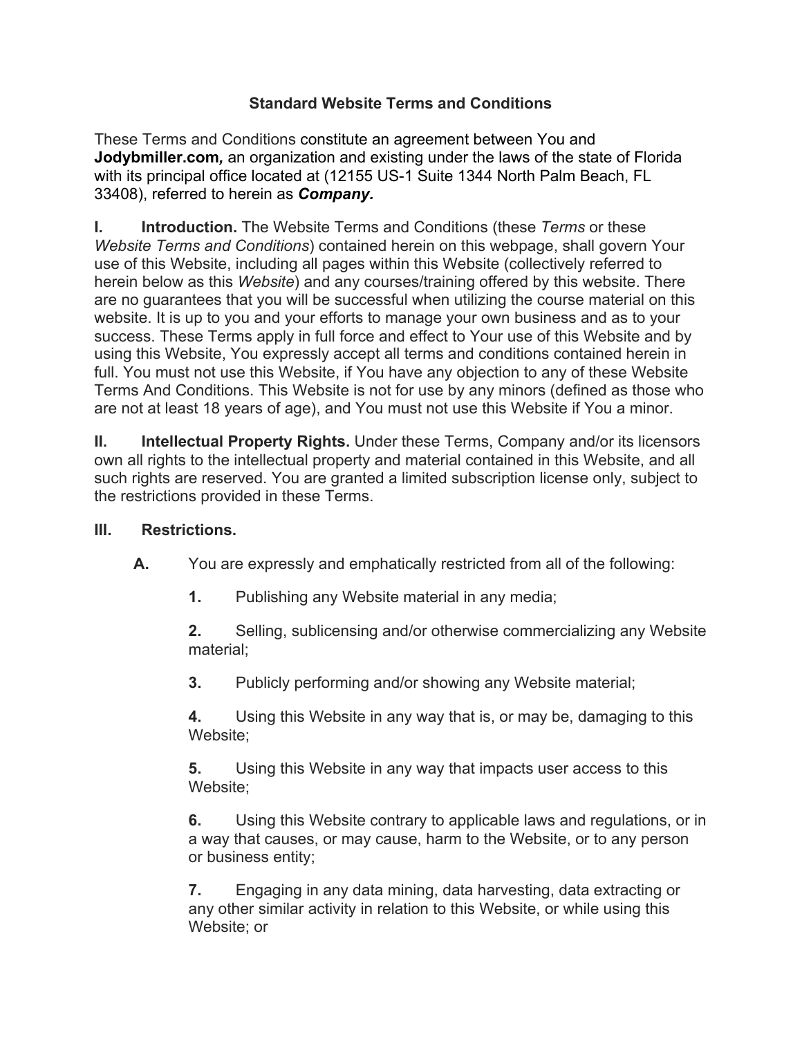# Standard Website Terms and Conditions

These Terms and Conditions constitute an agreement between You and **Jodybmiller.com*,*** an organization and existing under the laws of the state of Florida with its principal office located at (12155 US-1 Suite 1344 North Palm Beach, FL 33408), referred to herein as ***Company.***

**I. Introduction.** The Website Terms and Conditions (these *Terms* or these *Website Terms and Conditions*) contained herein on this webpage, shall govern Your use of this Website, including all pages within this Website (collectively referred to herein below as this *Website*) and any courses/training offered by this website. There are no guarantees that you will be successful when utilizing the course material on this website. It is up to you and your efforts to manage your own business and as to your success. These Terms apply in full force and effect to Your use of this Website and by using this Website, You expressly accept all terms and conditions contained herein in full. You must not use this Website, if You have any objection to any of these Website Terms And Conditions. This Website is not for use by any minors (defined as those who are not at least 18 years of age), and You must not use this Website if You a minor.

**II. Intellectual Property Rights.** Under these Terms, Company and/or its licensors own all rights to the intellectual property and material contained in this Website, and all such rights are reserved. You are granted a limited subscription license only, subject to the restrictions provided in these Terms.

**III. Restrictions.**

**A.** You are expressly and emphatically restricted from all of the following:

**1.** Publishing any Website material in any media;

**2.** Selling, sublicensing and/or otherwise commercializing any Website material;

**3.** Publicly performing and/or showing any Website material;

**4.** Using this Website in any way that is, or may be, damaging to this Website;

**5.** Using this Website in any way that impacts user access to this Website;

**6.** Using this Website contrary to applicable laws and regulations, or in a way that causes, or may cause, harm to the Website, or to any person or business entity;

**7.** Engaging in any data mining, data harvesting, data extracting or any other similar activity in relation to this Website, or while using this Website; or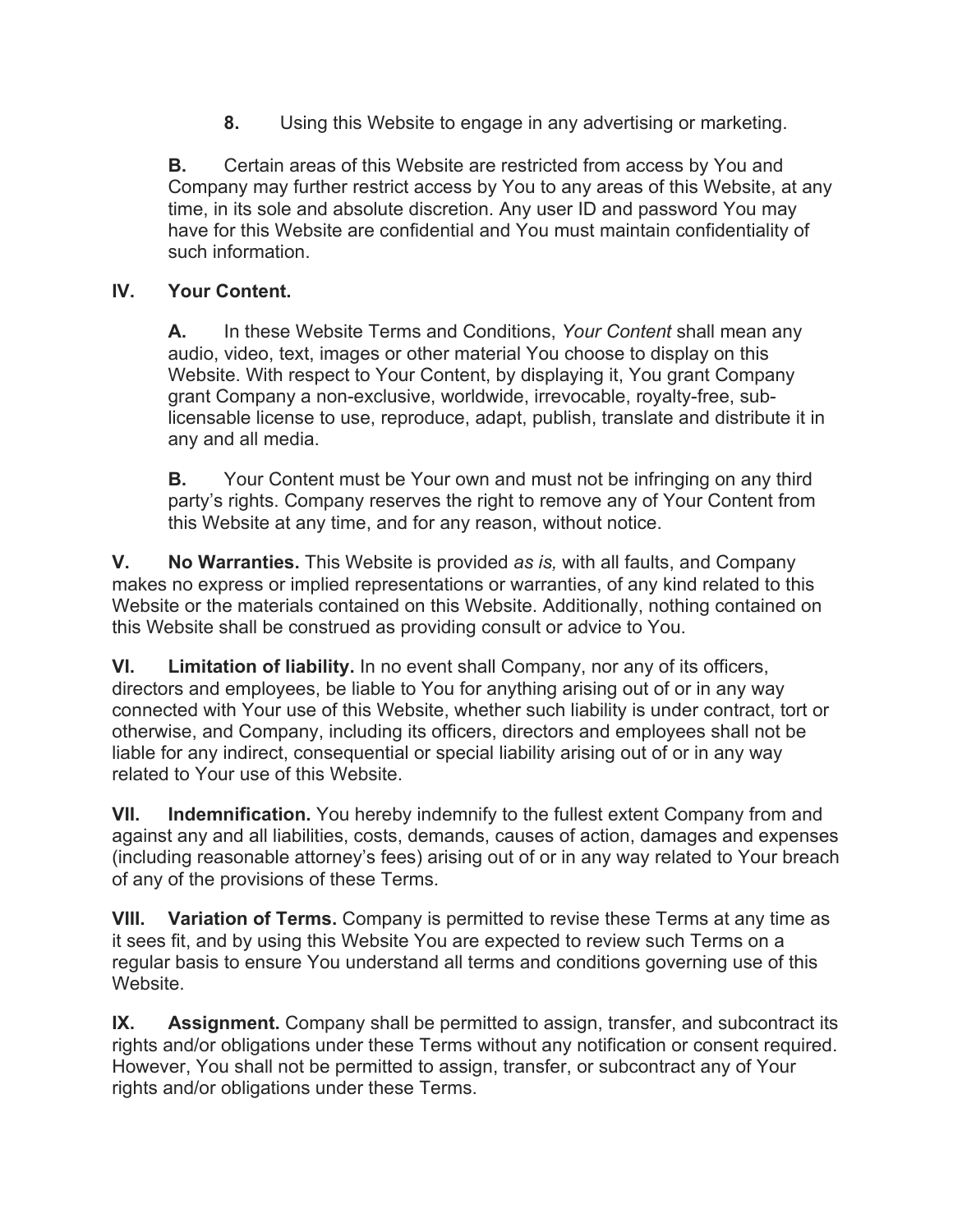**8.** Using this Website to engage in any advertising or marketing.

**B.** Certain areas of this Website are restricted from access by You and Company may further restrict access by You to any areas of this Website, at any time, in its sole and absolute discretion. Any user ID and password You may have for this Website are confidential and You must maintain confidentiality of such information.

**IV. Your Content.**

**A.** In these Website Terms and Conditions, *Your Content* shall mean any audio, video, text, images or other material You choose to display on this Website. With respect to Your Content, by displaying it, You grant Company grant Company a non-exclusive, worldwide, irrevocable, royalty-free, sub-licensable license to use, reproduce, adapt, publish, translate and distribute it in any and all media.

**B.** Your Content must be Your own and must not be infringing on any third party's rights. Company reserves the right to remove any of Your Content from this Website at any time, and for any reason, without notice.

**V. No Warranties.** This Website is provided *as is,* with all faults, and Company makes no express or implied representations or warranties, of any kind related to this Website or the materials contained on this Website. Additionally, nothing contained on this Website shall be construed as providing consult or advice to You.

**VI. Limitation of liability.** In no event shall Company, nor any of its officers, directors and employees, be liable to You for anything arising out of or in any way connected with Your use of this Website, whether such liability is under contract, tort or otherwise, and Company, including its officers, directors and employees shall not be liable for any indirect, consequential or special liability arising out of or in any way related to Your use of this Website.

**VII. Indemnification.** You hereby indemnify to the fullest extent Company from and against any and all liabilities, costs, demands, causes of action, damages and expenses (including reasonable attorney's fees) arising out of or in any way related to Your breach of any of the provisions of these Terms.

**VIII. Variation of Terms.** Company is permitted to revise these Terms at any time as it sees fit, and by using this Website You are expected to review such Terms on a regular basis to ensure You understand all terms and conditions governing use of this Website.

**IX. Assignment.** Company shall be permitted to assign, transfer, and subcontract its rights and/or obligations under these Terms without any notification or consent required. However, You shall not be permitted to assign, transfer, or subcontract any of Your rights and/or obligations under these Terms.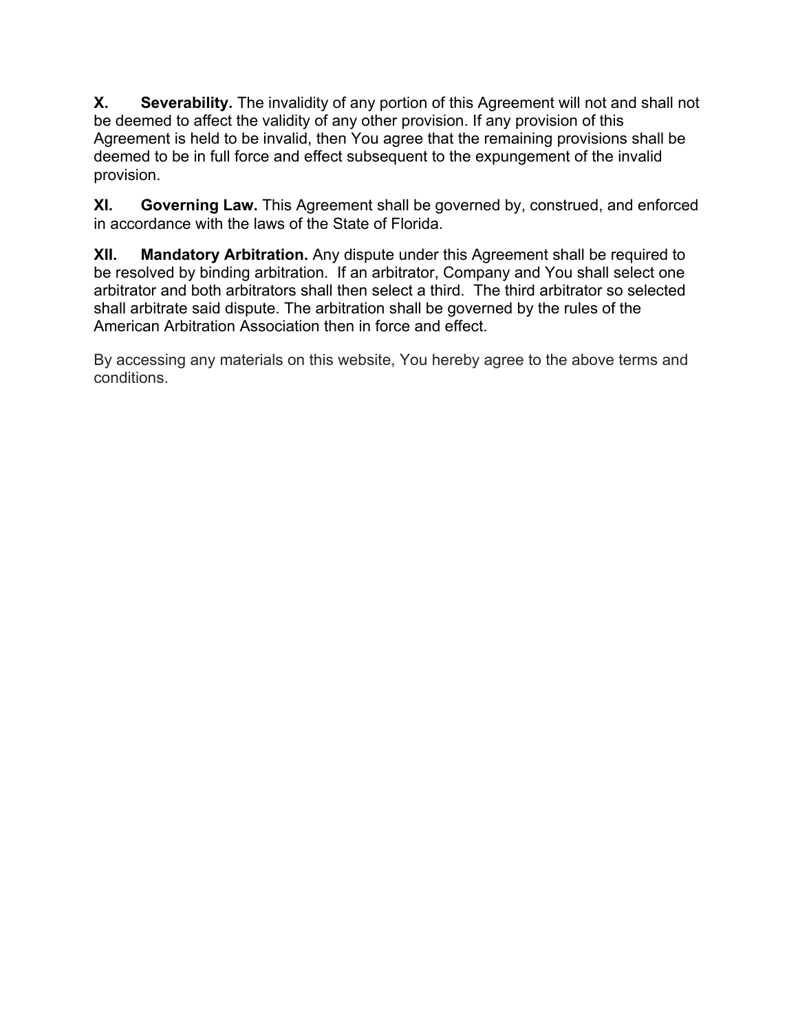**X. Severability.** The invalidity of any portion of this Agreement will not and shall not be deemed to affect the validity of any other provision. If any provision of this Agreement is held to be invalid, then You agree that the remaining provisions shall be deemed to be in full force and effect subsequent to the expungement of the invalid provision.

**XI. Governing Law.** This Agreement shall be governed by, construed, and enforced in accordance with the laws of the State of Florida.

**XII. Mandatory Arbitration.** Any dispute under this Agreement shall be required to be resolved by binding arbitration. If an arbitrator, Company and You shall select one arbitrator and both arbitrators shall then select a third. The third arbitrator so selected shall arbitrate said dispute. The arbitration shall be governed by the rules of the American Arbitration Association then in force and effect.

By accessing any materials on this website, You hereby agree to the above terms and conditions.